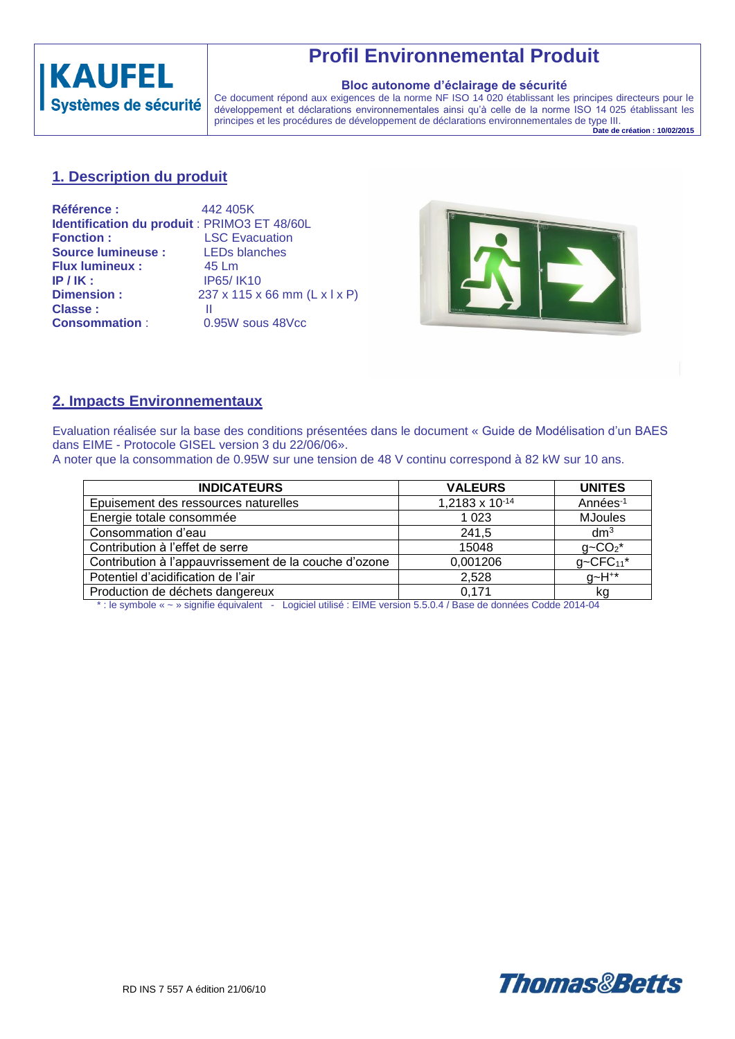KAUFEL
Systèmes de sécurité

# Profil Environnemental Produit

**Bloc autonome d'éclairage de sécurité**

Ce document répond aux exigences de la norme NF ISO 14 020 établissant les principes directeurs pour le développement et déclarations environnementales ainsi qu'à celle de la norme ISO 14 025 établissant les principes et les procédures de développement de déclarations environnementales de type III.

**Date de création : 10/02/2015**

## 1. Description du produit

**Référence :** 442 405K
**Identification du produit** : PRIMO3 ET 48/60L
**Fonction :** LSC Evacuation
**Source lumineuse :** LEDs blanches
**Flux lumineux :** 45 Lm
**IP / IK :** IP65/ IK10
**Dimension :** 237 x 115 x 66 mm (L x l x P)
**Classe :** II
**Consommation** : 0.95W sous 48Vcc

## 2. Impacts Environnementaux

Evaluation réalisée sur la base des conditions présentées dans le document « Guide de Modélisation d'un BAES dans EIME - Protocole GISEL version 3 du 22/06/06».
A noter que la consommation de 0.95W sur une tension de 48 V continu correspond à 82 kW sur 10 ans.

| INDICATEURS | VALEURS | UNITES |
|---|---|---|
| Epuisement des ressources naturelles | $1,2183 \times 10^{-14}$ | Années$^{-1}$ |
| Energie totale consommée | 1 023 | MJoules |
| Consommation d'eau | 241,5 | dm$^3$ |
| Contribution à l'effet de serre | 15048 | g~$CO_2$* |
| Contribution à l'appauvrissement de la couche d'ozone | 0,001206 | g~$CFC_{11}$* |
| Potentiel d'acidification de l'air | 2,528 | g~$H^+$* |
| Production de déchets dangereux | 0,171 | kg |

* : le symbole « ~ » signifie équivalent - Logiciel utilisé : EIME version 5.5.0.4 / Base de données Codde 2014-04

RD INS 7 557 A édition 21/06/10

Thomas&Betts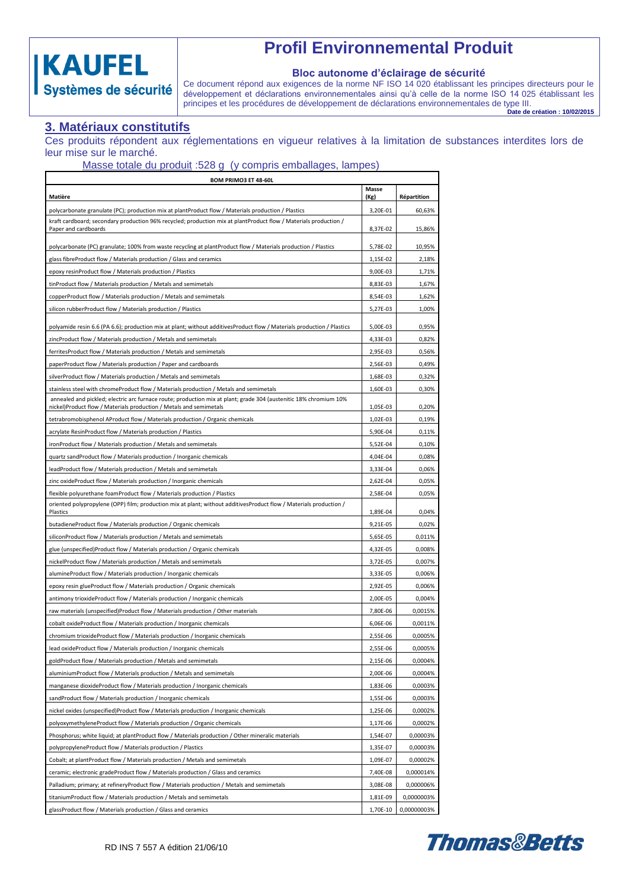# Profil Environnemental Produit

**KAUFEL**
**Systèmes de sécurité**

### Bloc autonome d'éclairage de sécurité

Ce document répond aux exigences de la norme NF ISO 14 020 établissant les principes directeurs pour le développement et déclarations environnementales ainsi qu'à celle de la norme ISO 14 025 établissant les principes et les procédures de développement de déclarations environnementales de type III.

**Date de création : 10/02/2015**

## 3. Matériaux constitutifs

Ces produits répondent aux réglementations en vigueur relatives à la limitation de substances interdites lors de leur mise sur le marché.

Masse totale du produit :528 g (y compris emballages, lampes)

| BOM PRIMO3 ET 48-60L | | |
|---|---|---|
| **Matière** | **Masse (Kg)** | **Répartition** |
| polycarbonate granulate (PC); production mix at plantProduct flow / Materials production / Plastics | 3,20E-01 | 60,63% |
| kraft cardboard; secondary production 96% recycled; production mix at plantProduct flow / Materials production / Paper and cardboards | 8,37E-02 | 15,86% |
| polycarbonate (PC) granulate; 100% from waste recycling at plantProduct flow / Materials production / Plastics | 5,78E-02 | 10,95% |
| glass fibreProduct flow / Materials production / Glass and ceramics | 1,15E-02 | 2,18% |
| epoxy resinProduct flow / Materials production / Plastics | 9,00E-03 | 1,71% |
| tinProduct flow / Materials production / Metals and semimetals | 8,83E-03 | 1,67% |
| copperProduct flow / Materials production / Metals and semimetals | 8,54E-03 | 1,62% |
| silicon rubberProduct flow / Materials production / Plastics | 5,27E-03 | 1,00% |
| polyamide resin 6.6 (PA 6.6); production mix at plant; without additivesProduct flow / Materials production / Plastics | 5,00E-03 | 0,95% |
| zincProduct flow / Materials production / Metals and semimetals | 4,33E-03 | 0,82% |
| ferritesProduct flow / Materials production / Metals and semimetals | 2,95E-03 | 0,56% |
| paperProduct flow / Materials production / Paper and cardboards | 2,56E-03 | 0,49% |
| silverProduct flow / Materials production / Metals and semimetals | 1,68E-03 | 0,32% |
| stainless steel with chromeProduct flow / Materials production / Metals and semimetals | 1,60E-03 | 0,30% |
| annealed and pickled; electric arc furnace route; production mix at plant; grade 304 (austenitic 18% chromium 10% nickel)Product flow / Materials production / Metals and semimetals | 1,05E-03 | 0,20% |
| tetrabromobisphenol AProduct flow / Materials production / Organic chemicals | 1,02E-03 | 0,19% |
| acrylate ResinProduct flow / Materials production / Plastics | 5,90E-04 | 0,11% |
| ironProduct flow / Materials production / Metals and semimetals | 5,52E-04 | 0,10% |
| quartz sandProduct flow / Materials production / Inorganic chemicals | 4,04E-04 | 0,08% |
| leadProduct flow / Materials production / Metals and semimetals | 3,33E-04 | 0,06% |
| zinc oxideProduct flow / Materials production / Inorganic chemicals | 2,62E-04 | 0,05% |
| flexible polyurethane foamProduct flow / Materials production / Plastics | 2,58E-04 | 0,05% |
| oriented polypropylene (OPP) film; production mix at plant; without additivesProduct flow / Materials production / Plastics | 1,89E-04 | 0,04% |
| butadieneProduct flow / Materials production / Organic chemicals | 9,21E-05 | 0,02% |
| siliconProduct flow / Materials production / Metals and semimetals | 5,65E-05 | 0,011% |
| glue (unspecified)Product flow / Materials production / Organic chemicals | 4,32E-05 | 0,008% |
| nickelProduct flow / Materials production / Metals and semimetals | 3,72E-05 | 0,007% |
| alumineProduct flow / Materials production / Inorganic chemicals | 3,33E-05 | 0,006% |
| epoxy resin glueProduct flow / Materials production / Organic chemicals | 2,92E-05 | 0,006% |
| antimony trioxideProduct flow / Materials production / Inorganic chemicals | 2,00E-05 | 0,004% |
| raw materials (unspecified)Product flow / Materials production / Other materials | 7,80E-06 | 0,0015% |
| cobalt oxideProduct flow / Materials production / Inorganic chemicals | 6,06E-06 | 0,0011% |
| chromium trioxideProduct flow / Materials production / Inorganic chemicals | 2,55E-06 | 0,0005% |
| lead oxideProduct flow / Materials production / Inorganic chemicals | 2,55E-06 | 0,0005% |
| goldProduct flow / Materials production / Metals and semimetals | 2,15E-06 | 0,0004% |
| aluminiumProduct flow / Materials production / Metals and semimetals | 2,00E-06 | 0,0004% |
| manganese dioxideProduct flow / Materials production / Inorganic chemicals | 1,83E-06 | 0,0003% |
| sandProduct flow / Materials production / Inorganic chemicals | 1,55E-06 | 0,0003% |
| nickel oxides (unspecified)Product flow / Materials production / Inorganic chemicals | 1,25E-06 | 0,0002% |
| polyoxymethyleneProduct flow / Materials production / Organic chemicals | 1,17E-06 | 0,0002% |
| Phosphorus; white liquid; at plantProduct flow / Materials production / Other mineralic materials | 1,54E-07 | 0,00003% |
| polypropyleneProduct flow / Materials production / Plastics | 1,35E-07 | 0,00003% |
| Cobalt; at plantProduct flow / Materials production / Metals and semimetals | 1,09E-07 | 0,00002% |
| ceramic; electronic gradeProduct flow / Materials production / Glass and ceramics | 7,40E-08 | 0,000014% |
| Palladium; primary; at refineryProduct flow / Materials production / Metals and semimetals | 3,08E-08 | 0,000006% |
| titaniumProduct flow / Materials production / Metals and semimetals | 1,81E-09 | 0,0000003% |
| glassProduct flow / Materials production / Glass and ceramics | 1,70E-10 | 0,00000003% |

RD INS 7 557 A édition 21/06/10

Thomas&Betts